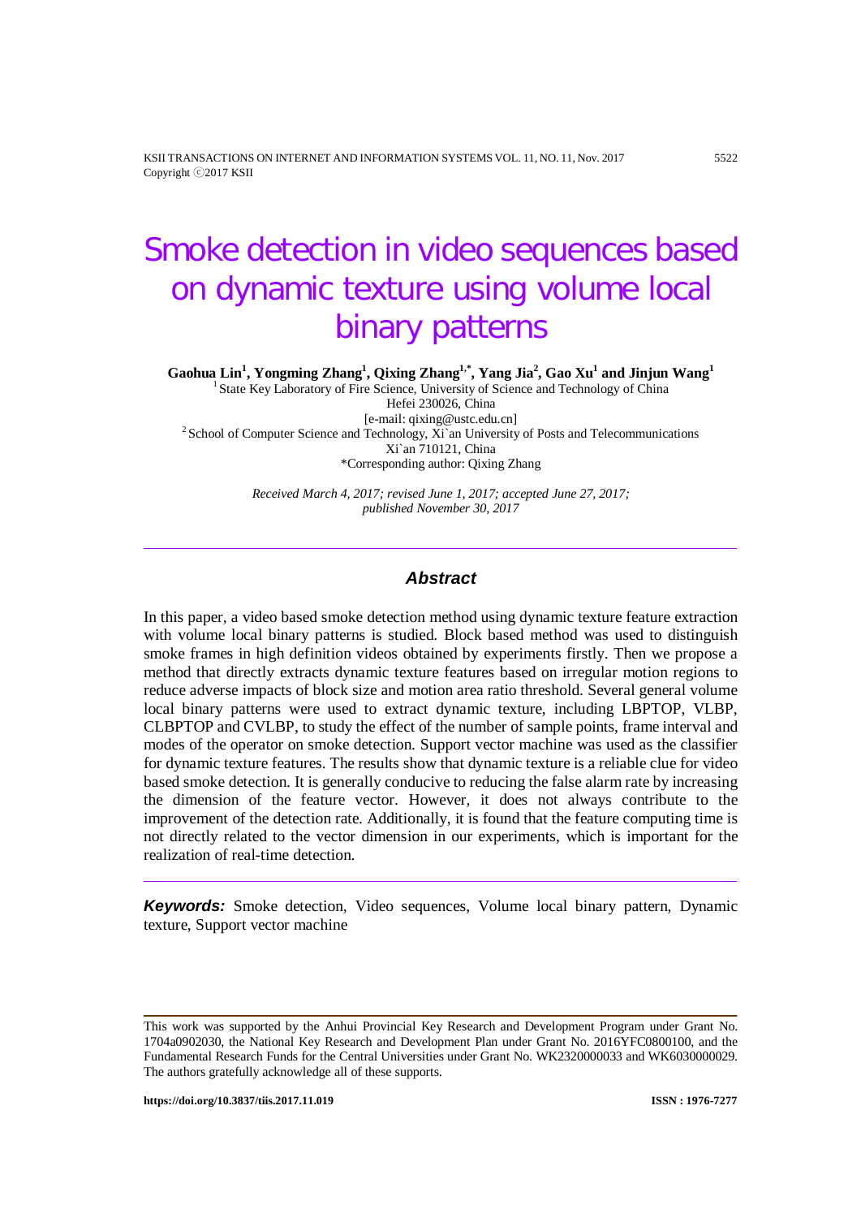# Smoke detection in video sequences based on dynamic texture using volume local binary patterns

**Gaohua Lin[1], Yongming Zhang[1], Qixing Zhang[1,*], Yang Jia[2], Gao Xu[1] and Jinjun Wang[1]**

[1] State Key Laboratory of Fire Science, University of Science and Technology of China
Hefei 230026, China
[e-mail: qixing@ustc.edu.cn]
[2] School of Computer Science and Technology, Xi`an University of Posts and Telecommunications
Xi`an 710121, China
*Corresponding author: Qixing Zhang

*Received March 4, 2017; revised June 1, 2017; accepted June 27, 2017; published November 30, 2017*

---

## Abstract

In this paper, a video based smoke detection method using dynamic texture feature extraction with volume local binary patterns is studied. Block based method was used to distinguish smoke frames in high definition videos obtained by experiments firstly. Then we propose a method that directly extracts dynamic texture features based on irregular motion regions to reduce adverse impacts of block size and motion area ratio threshold. Several general volume local binary patterns were used to extract dynamic texture, including LBPTOP, VLBP, CLBPTOP and CVLBP, to study the effect of the number of sample points, frame interval and modes of the operator on smoke detection. Support vector machine was used as the classifier for dynamic texture features. The results show that dynamic texture is a reliable clue for video based smoke detection. It is generally conducive to reducing the false alarm rate by increasing the dimension of the feature vector. However, it does not always contribute to the improvement of the detection rate. Additionally, it is found that the feature computing time is not directly related to the vector dimension in our experiments, which is important for the realization of real-time detection.

---

***Keywords:*** Smoke detection, Video sequences, Volume local binary pattern, Dynamic texture, Support vector machine

---

This work was supported by the Anhui Provincial Key Research and Development Program under Grant No. 1704a0902030, the National Key Research and Development Plan under Grant No. 2016YFC0800100, and the Fundamental Research Funds for the Central Universities under Grant No. WK2320000033 and WK6030000029. The authors gratefully acknowledge all of these supports.

**https://doi.org/10.3837/tiis.2017.11.019** **ISSN : 1976-7277**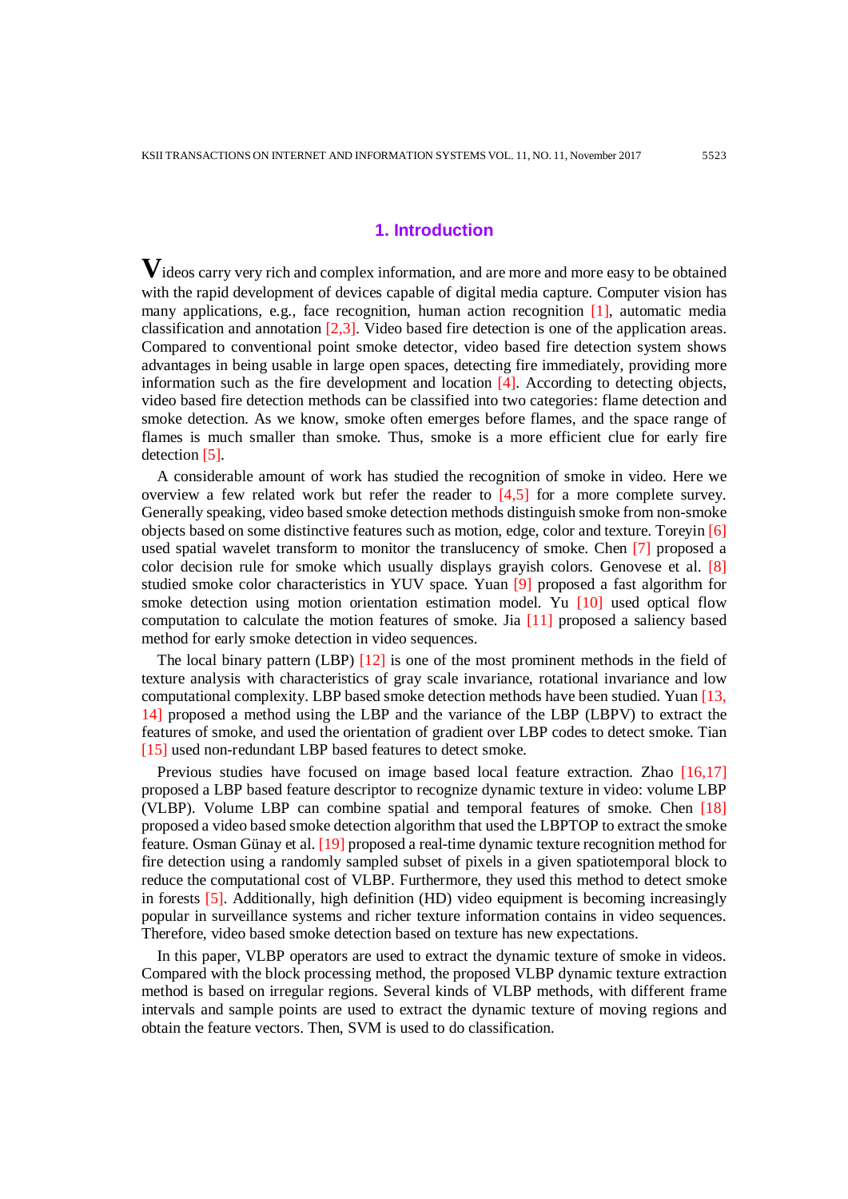# 1. Introduction

Videos carry very rich and complex information, and are more and more easy to be obtained with the rapid development of devices capable of digital media capture. Computer vision has many applications, e.g., face recognition, human action recognition [1], automatic media classification and annotation [2,3]. Video based fire detection is one of the application areas. Compared to conventional point smoke detector, video based fire detection system shows advantages in being usable in large open spaces, detecting fire immediately, providing more information such as the fire development and location [4]. According to detecting objects, video based fire detection methods can be classified into two categories: flame detection and smoke detection. As we know, smoke often emerges before flames, and the space range of flames is much smaller than smoke. Thus, smoke is a more efficient clue for early fire detection [5].

A considerable amount of work has studied the recognition of smoke in video. Here we overview a few related work but refer the reader to [4,5] for a more complete survey. Generally speaking, video based smoke detection methods distinguish smoke from non-smoke objects based on some distinctive features such as motion, edge, color and texture. Toreyin [6] used spatial wavelet transform to monitor the translucency of smoke. Chen [7] proposed a color decision rule for smoke which usually displays grayish colors. Genovese et al. [8] studied smoke color characteristics in YUV space. Yuan [9] proposed a fast algorithm for smoke detection using motion orientation estimation model. Yu [10] used optical flow computation to calculate the motion features of smoke. Jia [11] proposed a saliency based method for early smoke detection in video sequences.

The local binary pattern (LBP) [12] is one of the most prominent methods in the field of texture analysis with characteristics of gray scale invariance, rotational invariance and low computational complexity. LBP based smoke detection methods have been studied. Yuan [13, 14] proposed a method using the LBP and the variance of the LBP (LBPV) to extract the features of smoke, and used the orientation of gradient over LBP codes to detect smoke. Tian [15] used non-redundant LBP based features to detect smoke.

Previous studies have focused on image based local feature extraction. Zhao [16,17] proposed a LBP based feature descriptor to recognize dynamic texture in video: volume LBP (VLBP). Volume LBP can combine spatial and temporal features of smoke. Chen [18] proposed a video based smoke detection algorithm that used the LBPTOP to extract the smoke feature. Osman Günay et al. [19] proposed a real-time dynamic texture recognition method for fire detection using a randomly sampled subset of pixels in a given spatiotemporal block to reduce the computational cost of VLBP. Furthermore, they used this method to detect smoke in forests [5]. Additionally, high definition (HD) video equipment is becoming increasingly popular in surveillance systems and richer texture information contains in video sequences. Therefore, video based smoke detection based on texture has new expectations.

In this paper, VLBP operators are used to extract the dynamic texture of smoke in videos. Compared with the block processing method, the proposed VLBP dynamic texture extraction method is based on irregular regions. Several kinds of VLBP methods, with different frame intervals and sample points are used to extract the dynamic texture of moving regions and obtain the feature vectors. Then, SVM is used to do classification.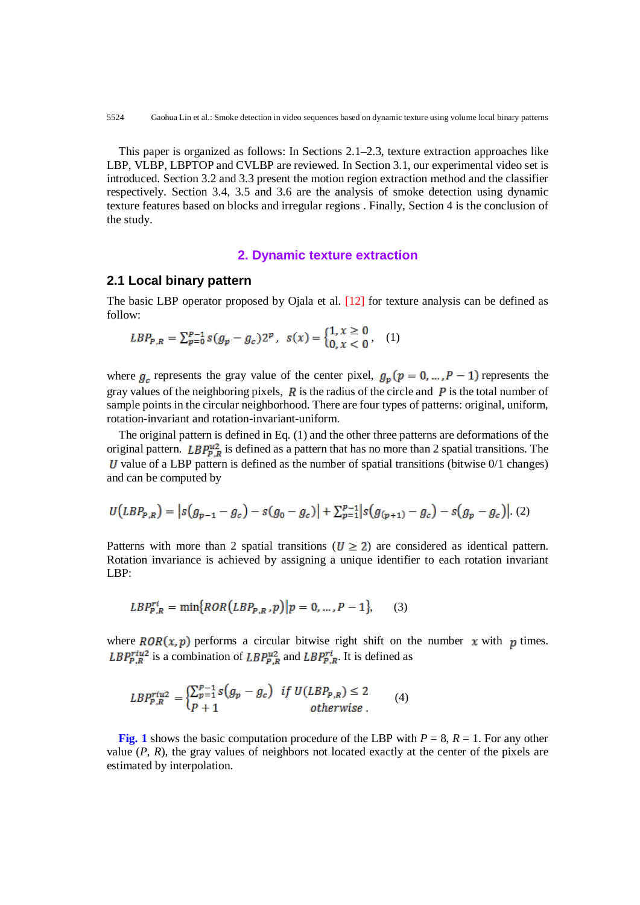This paper is organized as follows: In Sections 2.1–2.3, texture extraction approaches like LBP, VLBP, LBPTOP and CVLBP are reviewed. In Section 3.1, our experimental video set is introduced. Section 3.2 and 3.3 present the motion region extraction method and the classifier respectively. Section 3.4, 3.5 and 3.6 are the analysis of smoke detection using dynamic texture features based on blocks and irregular regions . Finally, Section 4 is the conclusion of the study.

## 2. Dynamic texture extraction

### 2.1 Local binary pattern

The basic LBP operator proposed by Ojala et al. [12] for texture analysis can be defined as follow:

$$LBP_{P,R} = \sum_{p=0}^{P-1} s(g_p - g_c)2^p, \quad s(x) = \begin{cases} 1, x \geq 0 \\ 0, x < 0 \end{cases}, \quad (1)$$

where $g_c$ represents the gray value of the center pixel, $g_p (p = 0, \ldots, P-1)$ represents the gray values of the neighboring pixels, $R$ is the radius of the circle and $P$ is the total number of sample points in the circular neighborhood. There are four types of patterns: original, uniform, rotation-invariant and rotation-invariant-uniform.

The original pattern is defined in Eq. (1) and the other three patterns are deformations of the original pattern. $LBP_{P,R}^{u2}$ is defined as a pattern that has no more than 2 spatial transitions. The $U$ value of a LBP pattern is defined as the number of spatial transitions (bitwise 0/1 changes) and can be computed by

$$U(LBP_{P,R}) = |s(g_{p-1} - g_c) - s(g_0 - g_c)| + \sum_{p=1}^{P-1} |s(g_{(p+1)} - g_c) - s(g_p - g_c)|. \quad (2)$$

Patterns with more than 2 spatial transitions ($U \geq 2$) are considered as identical pattern. Rotation invariance is achieved by assigning a unique identifier to each rotation invariant LBP:

$$LBP_{P,R}^{ri} = \min\{ROR(LBP_{P,R}, p) | p = 0, \ldots, P-1\}, \quad (3)$$

where $ROR(x, p)$ performs a circular bitwise right shift on the number $x$ with $p$ times. $LBP_{P,R}^{riu2}$ is a combination of $LBP_{P,R}^{u2}$ and $LBP_{P,R}^{ri}$. It is defined as

$$LBP_{P,R}^{riu2} = \begin{cases} \sum_{p=1}^{P-1} s(g_p - g_c) & \text{if } U(LBP_{P,R}) \leq 2 \\ P+1 & \text{otherwise}. \end{cases} \quad (4)$$

**Fig. 1** shows the basic computation procedure of the LBP with $P = 8$, $R = 1$. For any other value ($P$, $R$), the gray values of neighbors not located exactly at the center of the pixels are estimated by interpolation.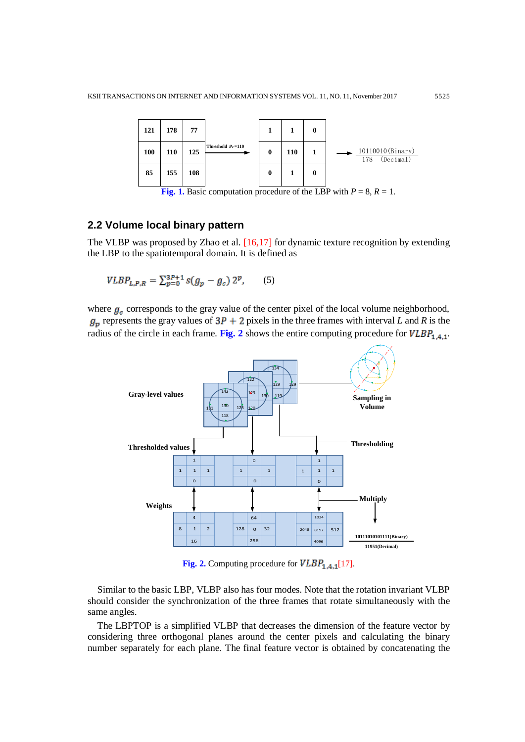| 121 | 178 | 77 |
|---|---|---|
| 100 | 110 | 125 |
| 85 | 155 | 108 |

Threshold $g_c$=110

| 1 | 1 | 0 |
|---|---|---|
| 0 | 110 | 1 |
| 0 | 1 | 0 |

10110010 (Binary)
178 (Decimal)

**Fig. 1.** Basic computation procedure of the LBP with $P$ = 8, $R$ = 1.

## 2.2 Volume local binary pattern

The VLBP was proposed by Zhao et al. [16,17] for dynamic texture recognition by extending the LBP to the spatiotemporal domain. It is defined as

$$VLBP_{L,P,R} = \sum_{p=0}^{3P+1} s(g_p - g_c)\,2^p, \qquad (5)$$

where $g_c$ corresponds to the gray value of the center pixel of the local volume neighborhood, $g_p$ represents the gray values of $3P + 2$ pixels in the three frames with interval $L$ and $R$ is the radius of the circle in each frame. **Fig. 2** shows the entire computing procedure for $VLBP_{1,4,1}$.

**Fig. 2.** Computing procedure for $VLBP_{1,4,1}$[17].

Similar to the basic LBP, VLBP also has four modes. Note that the rotation invariant VLBP should consider the synchronization of the three frames that rotate simultaneously with the same angles.

The LBPTOP is a simplified VLBP that decreases the dimension of the feature vector by considering three orthogonal planes around the center pixels and calculating the binary number separately for each plane. The final feature vector is obtained by concatenating the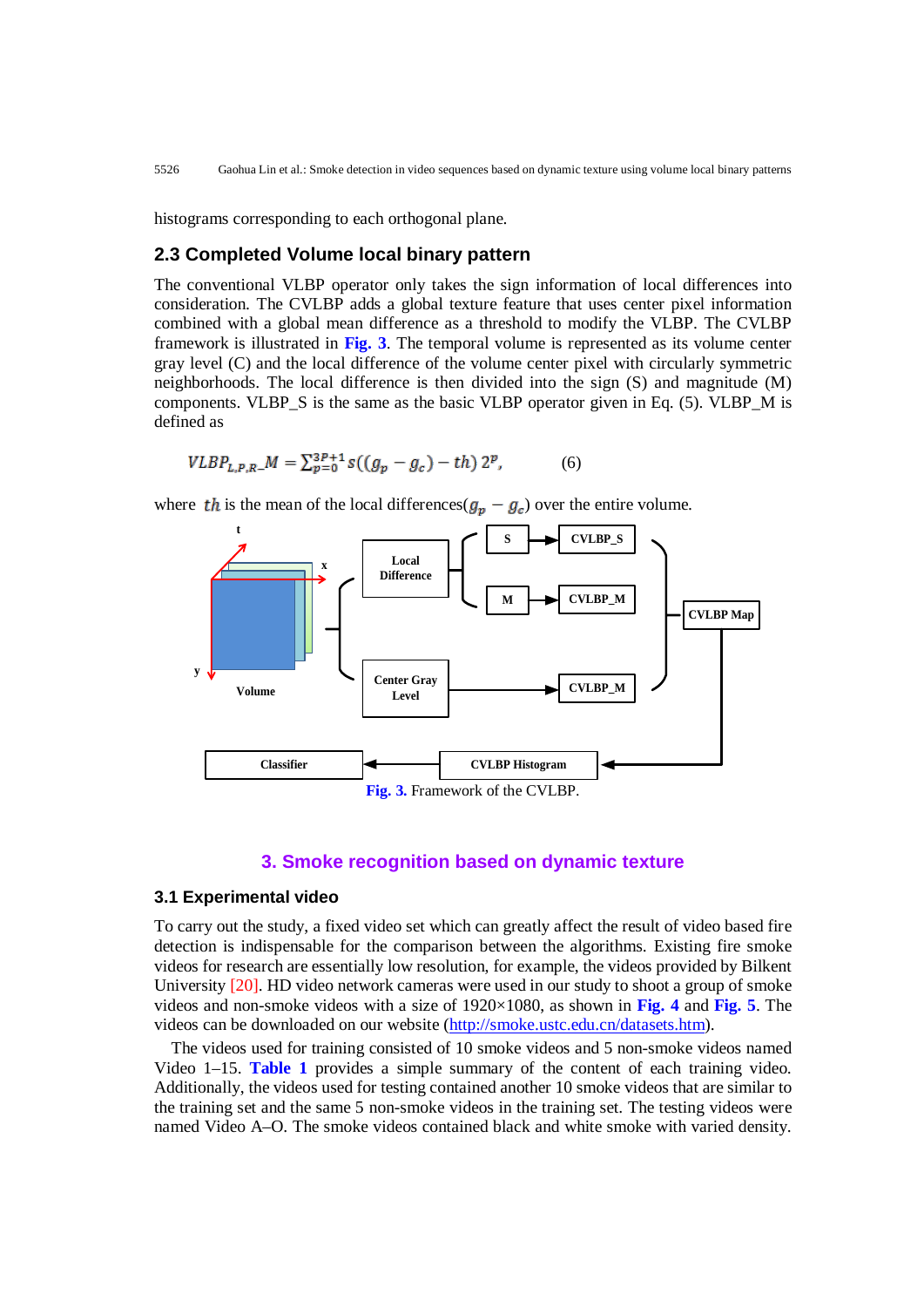histograms corresponding to each orthogonal plane.

### 2.3 Completed Volume local binary pattern

The conventional VLBP operator only takes the sign information of local differences into consideration. The CVLBP adds a global texture feature that uses center pixel information combined with a global mean difference as a threshold to modify the VLBP. The CVLBP framework is illustrated in **Fig. 3**. The temporal volume is represented as its volume center gray level (C) and the local difference of the volume center pixel with circularly symmetric neighborhoods. The local difference is then divided into the sign (S) and magnitude (M) components. VLBP_S is the same as the basic VLBP operator given in Eq. (5). VLBP_M is defined as

$$VLBP_{L,P,R}\_M = \sum_{p=0}^{3P+1} s((g_p - g_c) - th)\, 2^p, \qquad (6)$$

where $th$ is the mean of the local differences$(g_p - g_c)$ over the entire volume.

**Fig. 3.** Framework of the CVLBP.

## 3. Smoke recognition based on dynamic texture

### 3.1 Experimental video

To carry out the study, a fixed video set which can greatly affect the result of video based fire detection is indispensable for the comparison between the algorithms. Existing fire smoke videos for research are essentially low resolution, for example, the videos provided by Bilkent University [20]. HD video network cameras were used in our study to shoot a group of smoke videos and non-smoke videos with a size of 1920×1080, as shown in **Fig. 4** and **Fig. 5**. The videos can be downloaded on our website (http://smoke.ustc.edu.cn/datasets.htm).

The videos used for training consisted of 10 smoke videos and 5 non-smoke videos named Video 1–15. **Table 1** provides a simple summary of the content of each training video. Additionally, the videos used for testing contained another 10 smoke videos that are similar to the training set and the same 5 non-smoke videos in the training set. The testing videos were named Video A–O. The smoke videos contained black and white smoke with varied density.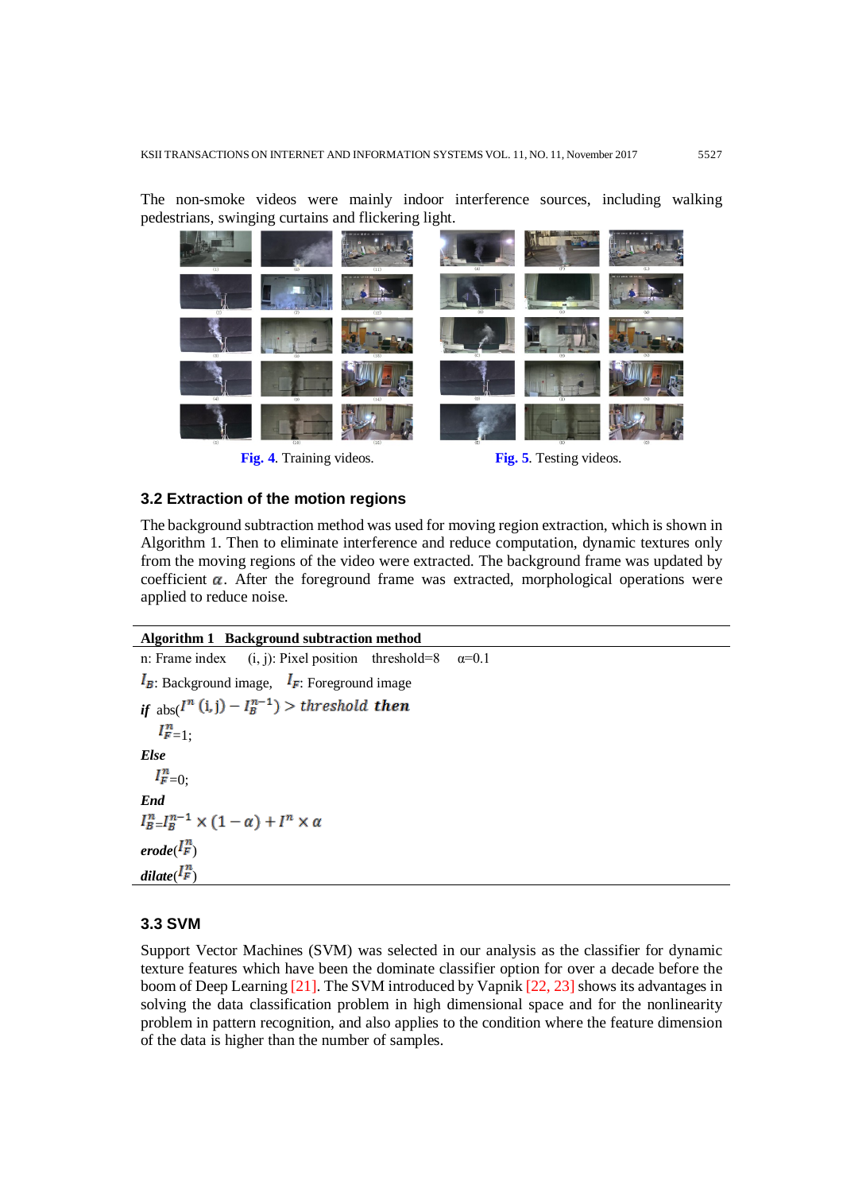The non-smoke videos were mainly indoor interference sources, including walking pedestrians, swinging curtains and flickering light.

**Fig. 4**. Training videos. **Fig. 5**. Testing videos.

### 3.2 Extraction of the motion regions

The background subtraction method was used for moving region extraction, which is shown in Algorithm 1. Then to eliminate interference and reduce computation, dynamic textures only from the moving regions of the video were extracted. The background frame was updated by coefficient $\alpha$. After the foreground frame was extracted, morphological operations were applied to reduce noise.

**Algorithm 1 Background subtraction method**

n: Frame index (i, j): Pixel position threshold=8 α=0.1

$I_B$: Background image, $I_F$: Foreground image

***if*** abs($I^n(i,j) - I_B^{n-1}$) $>$ *threshold* ***then***

  $I_F^n$=1;

***Else***

  $I_F^n$=0;

***End***

$I_B^n$=$I_B^{n-1} \times (1-\alpha) + I^n \times \alpha$

***erode***($I_F^n$)

***dilate***($I_F^n$)

### 3.3 SVM

Support Vector Machines (SVM) was selected in our analysis as the classifier for dynamic texture features which have been the dominate classifier option for over a decade before the boom of Deep Learning [21]. The SVM introduced by Vapnik [22, 23] shows its advantages in solving the data classification problem in high dimensional space and for the nonlinearity problem in pattern recognition, and also applies to the condition where the feature dimension of the data is higher than the number of samples.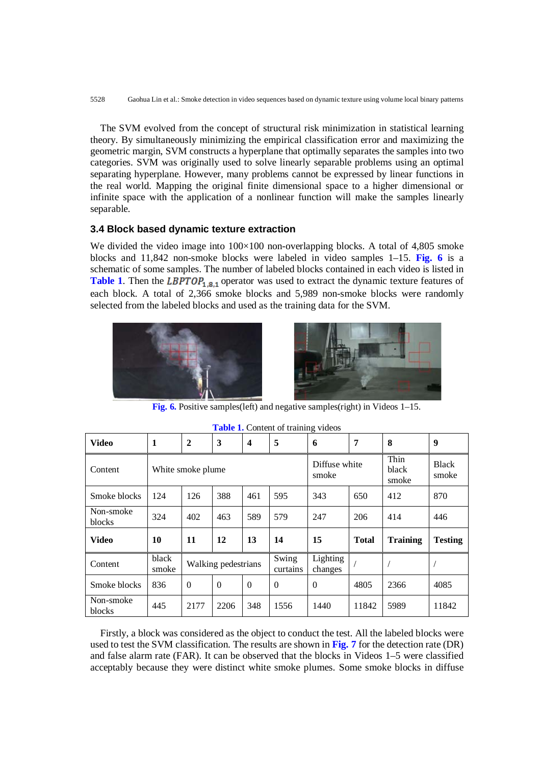The SVM evolved from the concept of structural risk minimization in statistical learning theory. By simultaneously minimizing the empirical classification error and maximizing the geometric margin, SVM constructs a hyperplane that optimally separates the samples into two categories. SVM was originally used to solve linearly separable problems using an optimal separating hyperplane. However, many problems cannot be expressed by linear functions in the real world. Mapping the original finite dimensional space to a higher dimensional or infinite space with the application of a nonlinear function will make the samples linearly separable.

### 3.4 Block based dynamic texture extraction

We divided the video image into 100×100 non-overlapping blocks. A total of 4,805 smoke blocks and 11,842 non-smoke blocks were labeled in video samples 1–15. **Fig. 6** is a schematic of some samples. The number of labeled blocks contained in each video is listed in **Table 1**. Then the $LBPTOP_{1,8,1}$ operator was used to extract the dynamic texture features of each block. A total of 2,366 smoke blocks and 5,989 non-smoke blocks were randomly selected from the labeled blocks and used as the training data for the SVM.

**Fig. 6.** Positive samples(left) and negative samples(right) in Videos 1–15.

**Table 1.** Content of training videos

| **Video** | **1** | **2** | **3** | **4** | **5** | **6** | **7** | **8** | **9** |
|---|---|---|---|---|---|---|---|---|---|
| Content | White smoke plume | | | | | Diffuse white smoke | | Thin black smoke | Black smoke |
| Smoke blocks | 124 | 126 | 388 | 461 | 595 | 343 | 650 | 412 | 870 |
| Non-smoke blocks | 324 | 402 | 463 | 589 | 579 | 247 | 206 | 414 | 446 |
| **Video** | **10** | **11** | **12** | **13** | **14** | **15** | **Total** | **Training** | **Testing** |
| Content | black smoke | Walking pedestrians | | | Swing curtains | Lighting changes | / | / | / |
| Smoke blocks | 836 | 0 | 0 | 0 | 0 | 0 | 4805 | 2366 | 4085 |
| Non-smoke blocks | 445 | 2177 | 2206 | 348 | 1556 | 1440 | 11842 | 5989 | 11842 |

Firstly, a block was considered as the object to conduct the test. All the labeled blocks were used to test the SVM classification. The results are shown in **Fig. 7** for the detection rate (DR) and false alarm rate (FAR). It can be observed that the blocks in Videos 1–5 were classified acceptably because they were distinct white smoke plumes. Some smoke blocks in diffuse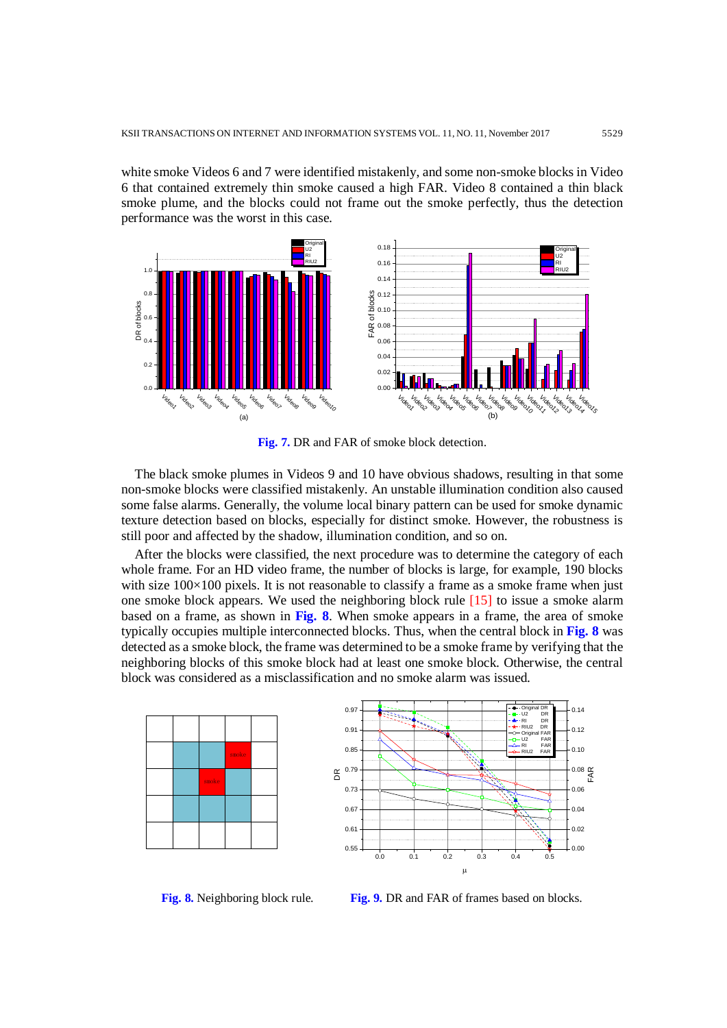white smoke Videos 6 and 7 were identified mistakenly, and some non-smoke blocks in Video 6 that contained extremely thin smoke caused a high FAR. Video 8 contained a thin black smoke plume, and the blocks could not frame out the smoke perfectly, thus the detection performance was the worst in this case.

**Fig. 7.** DR and FAR of smoke block detection.

The black smoke plumes in Videos 9 and 10 have obvious shadows, resulting in that some non-smoke blocks were classified mistakenly. An unstable illumination condition also caused some false alarms. Generally, the volume local binary pattern can be used for smoke dynamic texture detection based on blocks, especially for distinct smoke. However, the robustness is still poor and affected by the shadow, illumination condition, and so on.

After the blocks were classified, the next procedure was to determine the category of each whole frame. For an HD video frame, the number of blocks is large, for example, 190 blocks with size 100×100 pixels. It is not reasonable to classify a frame as a smoke frame when just one smoke block appears. We used the neighboring block rule [15] to issue a smoke alarm based on a frame, as shown in **Fig. 8**. When smoke appears in a frame, the area of smoke typically occupies multiple interconnected blocks. Thus, when the central block in **Fig. 8** was detected as a smoke block, the frame was determined to be a smoke frame by verifying that the neighboring blocks of this smoke block had at least one smoke block. Otherwise, the central block was considered as a misclassification and no smoke alarm was issued.

**Fig. 8.** Neighboring block rule.

**Fig. 9.** DR and FAR of frames based on blocks.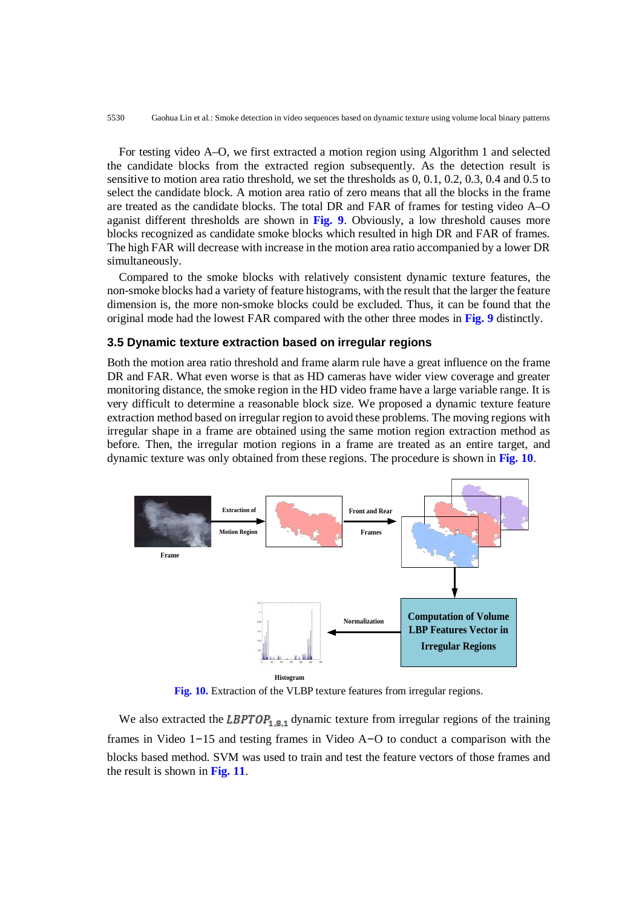For testing video A–O, we first extracted a motion region using Algorithm 1 and selected the candidate blocks from the extracted region subsequently. As the detection result is sensitive to motion area ratio threshold, we set the thresholds as 0, 0.1, 0.2, 0.3, 0.4 and 0.5 to select the candidate block. A motion area ratio of zero means that all the blocks in the frame are treated as the candidate blocks. The total DR and FAR of frames for testing video A–O aganist different thresholds are shown in **Fig. 9**. Obviously, a low threshold causes more blocks recognized as candidate smoke blocks which resulted in high DR and FAR of frames. The high FAR will decrease with increase in the motion area ratio accompanied by a lower DR simultaneously.

Compared to the smoke blocks with relatively consistent dynamic texture features, the non-smoke blocks had a variety of feature histograms, with the result that the larger the feature dimension is, the more non-smoke blocks could be excluded. Thus, it can be found that the original mode had the lowest FAR compared with the other three modes in **Fig. 9** distinctly.

### 3.5 Dynamic texture extraction based on irregular regions

Both the motion area ratio threshold and frame alarm rule have a great influence on the frame DR and FAR. What even worse is that as HD cameras have wider view coverage and greater monitoring distance, the smoke region in the HD video frame have a large variable range. It is very difficult to determine a reasonable block size. We proposed a dynamic texture feature extraction method based on irregular region to avoid these problems. The moving regions with irregular shape in a frame are obtained using the same motion region extraction method as before. Then, the irregular motion regions in a frame are treated as an entire target, and dynamic texture was only obtained from these regions. The procedure is shown in **Fig. 10**.

**Fig. 10.** Extraction of the VLBP texture features from irregular regions.

We also extracted the $LBPTOP_{1,8,1}$ dynamic texture from irregular regions of the training frames in Video 1−15 and testing frames in Video A−O to conduct a comparison with the blocks based method. SVM was used to train and test the feature vectors of those frames and the result is shown in **Fig. 11**.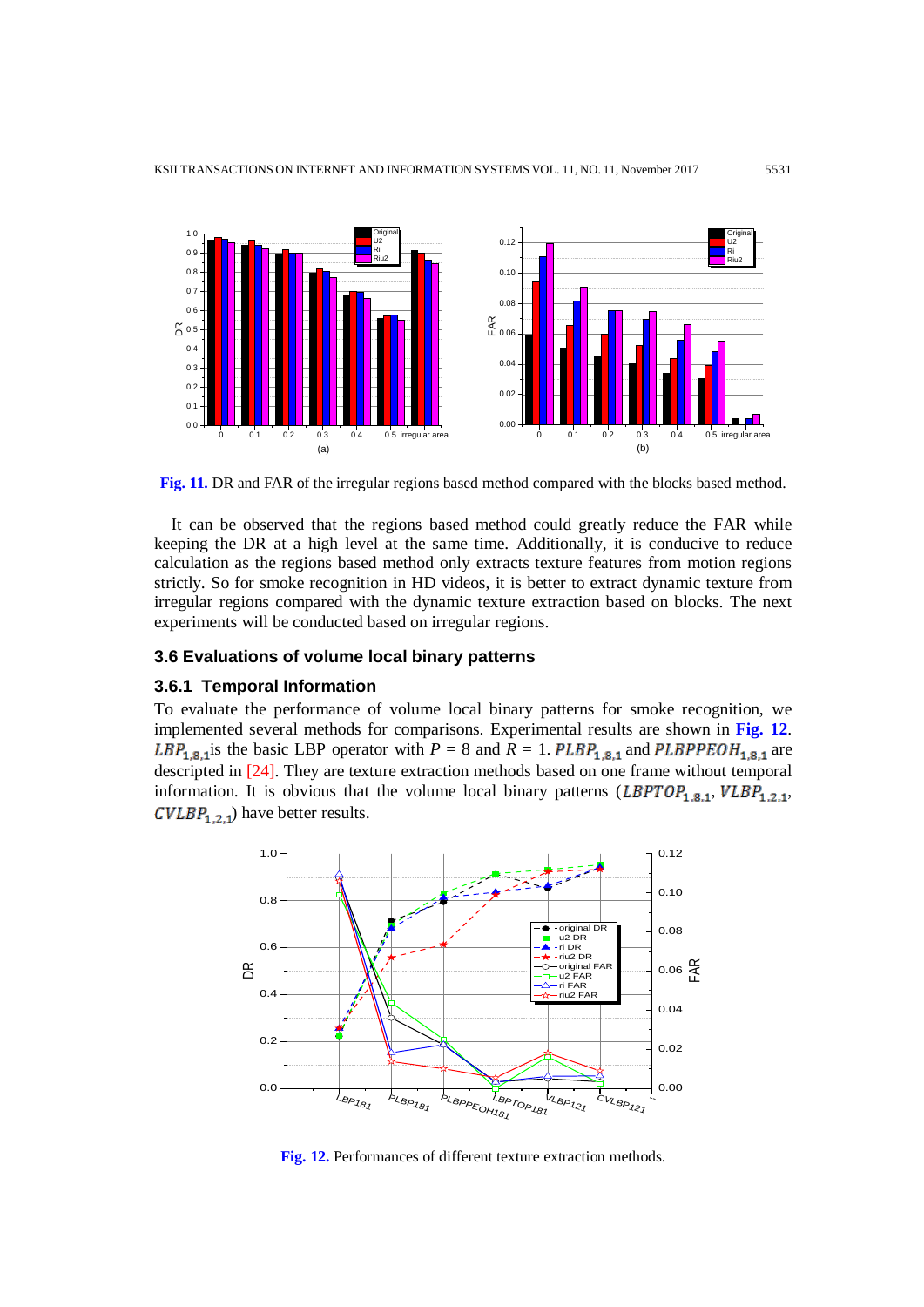**Fig. 11.** DR and FAR of the irregular regions based method compared with the blocks based method.

It can be observed that the regions based method could greatly reduce the FAR while keeping the DR at a high level at the same time. Additionally, it is conducive to reduce calculation as the regions based method only extracts texture features from motion regions strictly. So for smoke recognition in HD videos, it is better to extract dynamic texture from irregular regions compared with the dynamic texture extraction based on blocks. The next experiments will be conducted based on irregular regions.

### 3.6 Evaluations of volume local binary patterns

#### 3.6.1 Temporal Information

To evaluate the performance of volume local binary patterns for smoke recognition, we implemented several methods for comparisons. Experimental results are shown in **Fig. 12**. $LBP_{1,8,1}$is the basic LBP operator with $P$ = 8 and $R$ = 1. $PLBP_{1,8,1}$ and $PLBPPEOH_{1,8,1}$ are descripted in [24]. They are texture extraction methods based on one frame without temporal information. It is obvious that the volume local binary patterns ($LBPTOP_{1,8,1}$, $VLBP_{1,2,1}$, $CVLBP_{1,2,1}$) have better results.

**Fig. 12.** Performances of different texture extraction methods.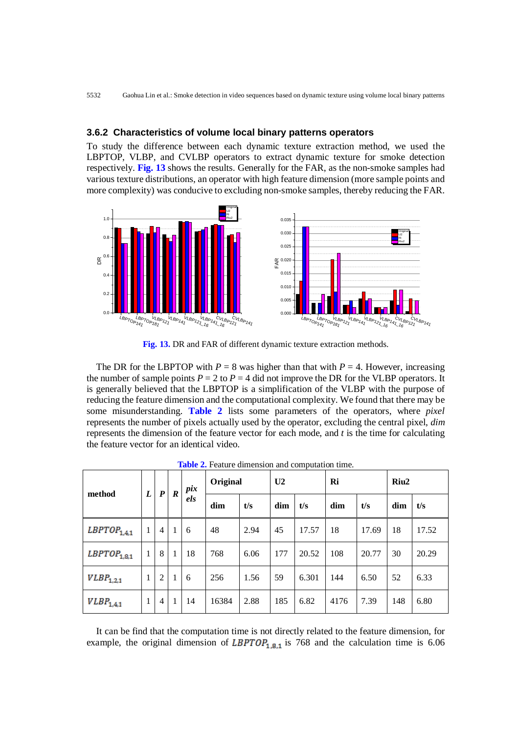### 3.6.2 Characteristics of volume local binary patterns operators

To study the difference between each dynamic texture extraction method, we used the LBPTOP, VLBP, and CVLBP operators to extract dynamic texture for smoke detection respectively. **Fig. 13** shows the results. Generally for the FAR, as the non-smoke samples had various texture distributions, an operator with high feature dimension (more sample points and more complexity) was conducive to excluding non-smoke samples, thereby reducing the FAR.

**Fig. 13.** DR and FAR of different dynamic texture extraction methods.

The DR for the LBPTOP with $P$ = 8 was higher than that with $P$ = 4. However, increasing the number of sample points $P$ = 2 to $P$ = 4 did not improve the DR for the VLBP operators. It is generally believed that the LBPTOP is a simplification of the VLBP with the purpose of reducing the feature dimension and the computational complexity. We found that there may be some misunderstanding. **Table 2** lists some parameters of the operators, where *pixel* represents the number of pixels actually used by the operator, excluding the central pixel, *dim* represents the dimension of the feature vector for each mode, and $t$ is the time for calculating the feature vector for an identical video.

**Table 2.** Feature dimension and computation time.

| method | $L$ | $P$ | $R$ | *pixels* | Original | | U2 | | Ri | | Riu2 | |
|---|---|---|---|---|---|---|---|---|---|---|---|---|
| | | | | | dim | t/s | dim | t/s | dim | t/s | dim | t/s |
| $LBPTOP_{1,4,1}$ | 1 | 4 | 1 | 6 | 48 | 2.94 | 45 | 17.57 | 18 | 17.69 | 18 | 17.52 |
| $LBPTOP_{1,8,1}$ | 1 | 8 | 1 | 18 | 768 | 6.06 | 177 | 20.52 | 108 | 20.77 | 30 | 20.29 |
| $VLBP_{1,2,1}$ | 1 | 2 | 1 | 6 | 256 | 1.56 | 59 | 6.301 | 144 | 6.50 | 52 | 6.33 |
| $VLBP_{1,4,1}$ | 1 | 4 | 1 | 14 | 16384 | 2.88 | 185 | 6.82 | 4176 | 7.39 | 148 | 6.80 |

It can be find that the computation time is not directly related to the feature dimension, for example, the original dimension of $LBPTOP_{1,8,1}$ is 768 and the calculation time is 6.06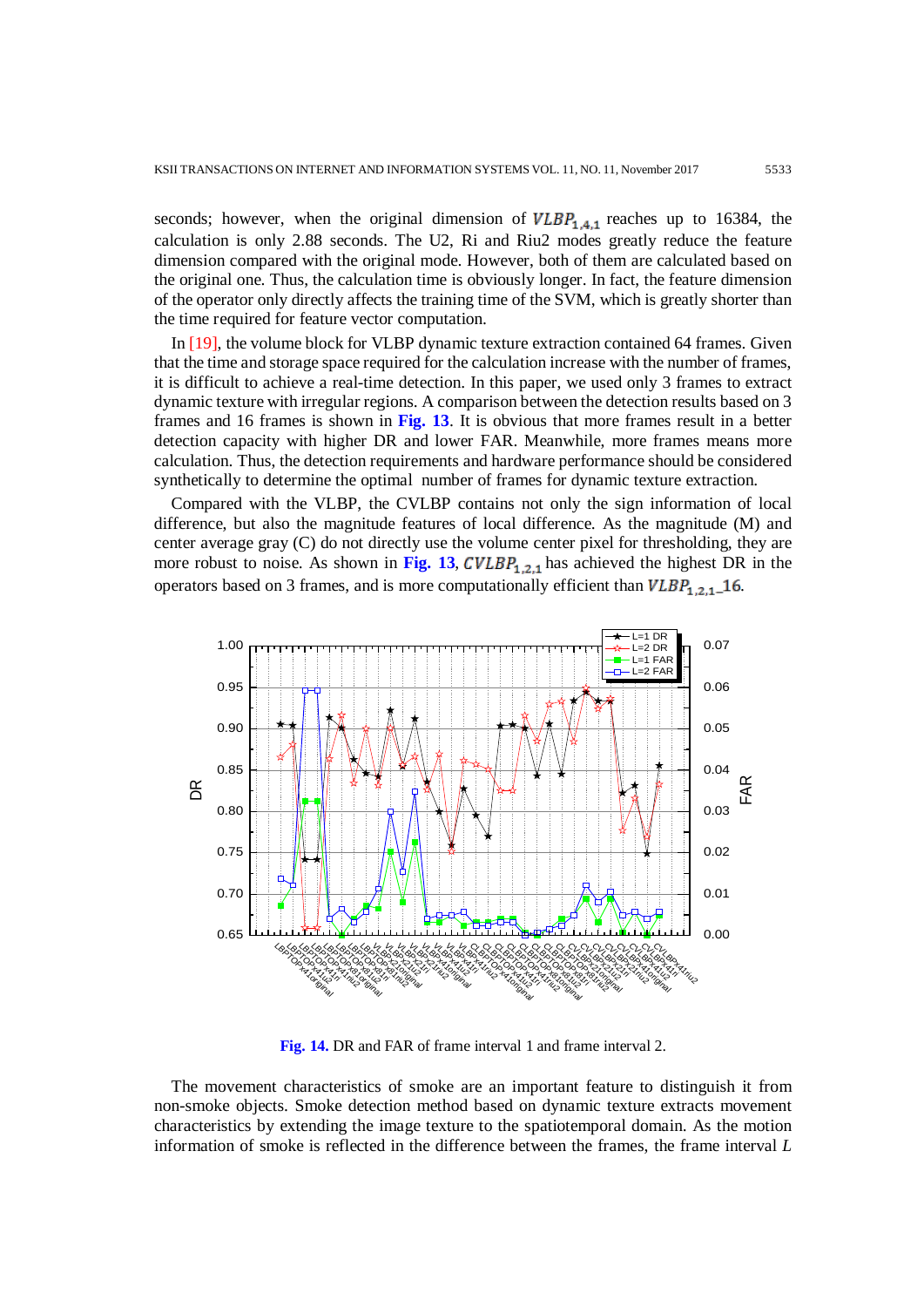seconds; however, when the original dimension of $VLBP_{1,4,1}$ reaches up to 16384, the calculation is only 2.88 seconds. The U2, Ri and Riu2 modes greatly reduce the feature dimension compared with the original mode. However, both of them are calculated based on the original one. Thus, the calculation time is obviously longer. In fact, the feature dimension of the operator only directly affects the training time of the SVM, which is greatly shorter than the time required for feature vector computation.

In [19], the volume block for VLBP dynamic texture extraction contained 64 frames. Given that the time and storage space required for the calculation increase with the number of frames, it is difficult to achieve a real-time detection. In this paper, we used only 3 frames to extract dynamic texture with irregular regions. A comparison between the detection results based on 3 frames and 16 frames is shown in **Fig. 13**. It is obvious that more frames result in a better detection capacity with higher DR and lower FAR. Meanwhile, more frames means more calculation. Thus, the detection requirements and hardware performance should be considered synthetically to determine the optimal number of frames for dynamic texture extraction.

Compared with the VLBP, the CVLBP contains not only the sign information of local difference, but also the magnitude features of local difference. As the magnitude (M) and center average gray (C) do not directly use the volume center pixel for thresholding, they are more robust to noise. As shown in **Fig. 13**, $CVLBP_{1,2,1}$ has achieved the highest DR in the operators based on 3 frames, and is more computationally efficient than $VLBP_{1,2,1}\_16$.

**Fig. 14.** DR and FAR of frame interval 1 and frame interval 2.

The movement characteristics of smoke are an important feature to distinguish it from non-smoke objects. Smoke detection method based on dynamic texture extracts movement characteristics by extending the image texture to the spatiotemporal domain. As the motion information of smoke is reflected in the difference between the frames, the frame interval *L*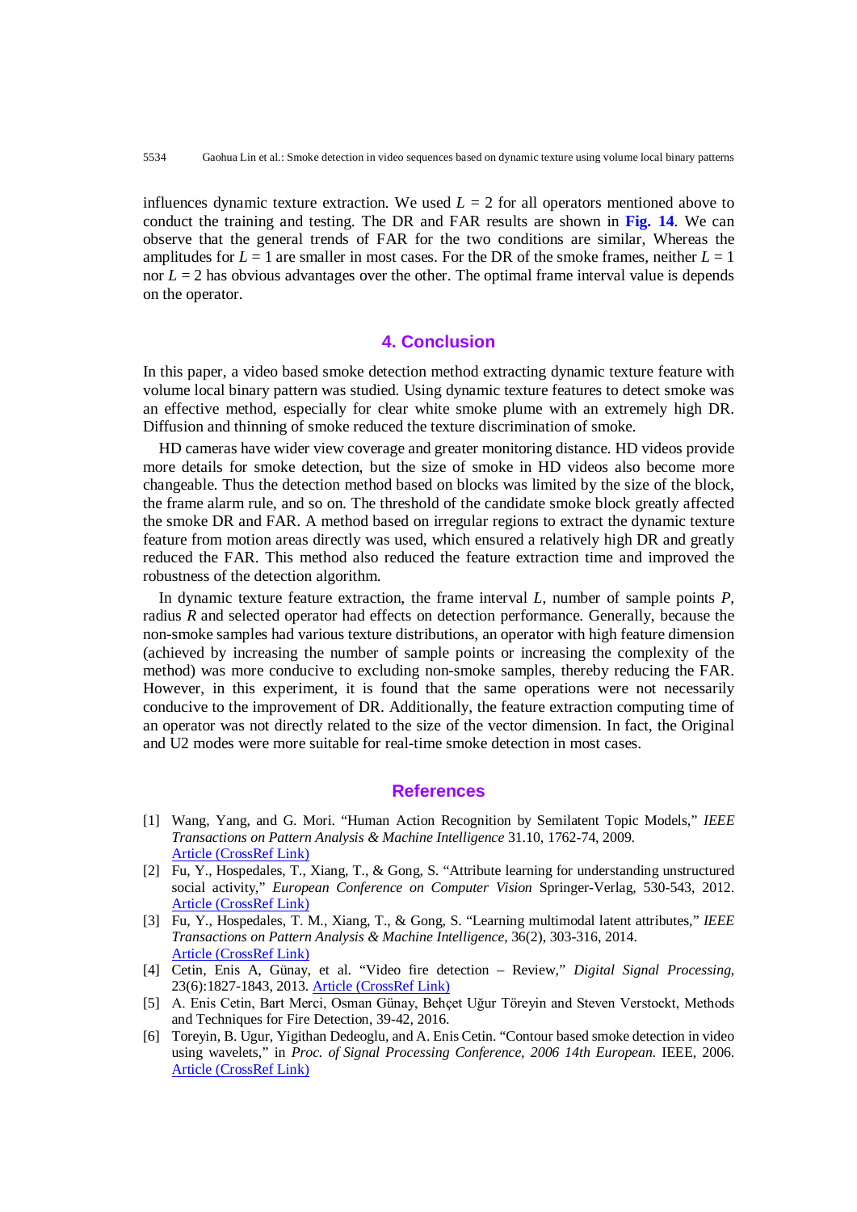influences dynamic texture extraction. We used $L$ = 2 for all operators mentioned above to conduct the training and testing. The DR and FAR results are shown in **Fig. 14**. We can observe that the general trends of FAR for the two conditions are similar, Whereas the amplitudes for $L$ = 1 are smaller in most cases. For the DR of the smoke frames, neither $L$ = 1 nor $L$ = 2 has obvious advantages over the other. The optimal frame interval value is depends on the operator.

## 4. Conclusion

In this paper, a video based smoke detection method extracting dynamic texture feature with volume local binary pattern was studied. Using dynamic texture features to detect smoke was an effective method, especially for clear white smoke plume with an extremely high DR. Diffusion and thinning of smoke reduced the texture discrimination of smoke.

HD cameras have wider view coverage and greater monitoring distance. HD videos provide more details for smoke detection, but the size of smoke in HD videos also become more changeable. Thus the detection method based on blocks was limited by the size of the block, the frame alarm rule, and so on. The threshold of the candidate smoke block greatly affected the smoke DR and FAR. A method based on irregular regions to extract the dynamic texture feature from motion areas directly was used, which ensured a relatively high DR and greatly reduced the FAR. This method also reduced the feature extraction time and improved the robustness of the detection algorithm.

In dynamic texture feature extraction, the frame interval $L$, number of sample points $P$, radius $R$ and selected operator had effects on detection performance. Generally, because the non-smoke samples had various texture distributions, an operator with high feature dimension (achieved by increasing the number of sample points or increasing the complexity of the method) was more conducive to excluding non-smoke samples, thereby reducing the FAR. However, in this experiment, it is found that the same operations were not necessarily conducive to the improvement of DR. Additionally, the feature extraction computing time of an operator was not directly related to the size of the vector dimension. In fact, the Original and U2 modes were more suitable for real-time smoke detection in most cases.

## References

[1] Wang, Yang, and G. Mori. "Human Action Recognition by Semilatent Topic Models," *IEEE Transactions on Pattern Analysis & Machine Intelligence* 31.10, 1762-74, 2009. Article (CrossRef Link)

[2] Fu, Y., Hospedales, T., Xiang, T., & Gong, S. "Attribute learning for understanding unstructured social activity," *European Conference on Computer Vision* Springer-Verlag, 530-543, 2012. Article (CrossRef Link)

[3] Fu, Y., Hospedales, T. M., Xiang, T., & Gong, S. "Learning multimodal latent attributes," *IEEE Transactions on Pattern Analysis & Machine Intelligence*, 36(2), 303-316, 2014. Article (CrossRef Link)

[4] Cetin, Enis A, Günay, et al. "Video fire detection – Review," *Digital Signal Processing*, 23(6):1827-1843, 2013. Article (CrossRef Link)

[5] A. Enis Cetin, Bart Merci, Osman Günay, Behçet Uğur Töreyin and Steven Verstockt, Methods and Techniques for Fire Detection, 39-42, 2016.

[6] Toreyin, B. Ugur, Yigithan Dedeoglu, and A. Enis Cetin. "Contour based smoke detection in video using wavelets," in *Proc. of Signal Processing Conference, 2006 14th European*. IEEE, 2006. Article (CrossRef Link)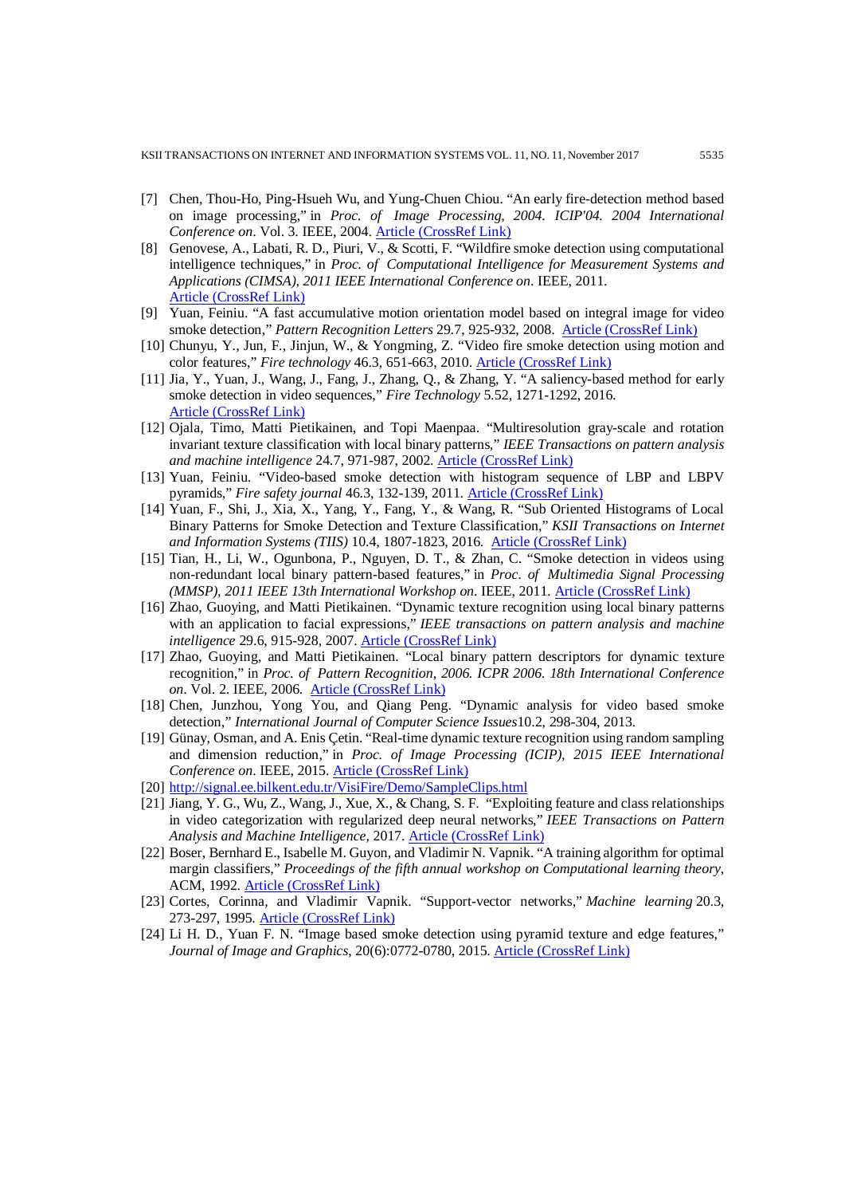[7] Chen, Thou-Ho, Ping-Hsueh Wu, and Yung-Chuen Chiou. "An early fire-detection method based on image processing," in *Proc. of Image Processing, 2004. ICIP'04. 2004 International Conference on*. Vol. 3. IEEE, 2004. Article (CrossRef Link)

[8] Genovese, A., Labati, R. D., Piuri, V., & Scotti, F. "Wildfire smoke detection using computational intelligence techniques," in *Proc. of Computational Intelligence for Measurement Systems and Applications (CIMSA), 2011 IEEE International Conference on*. IEEE, 2011. Article (CrossRef Link)

[9] Yuan, Feiniu. "A fast accumulative motion orientation model based on integral image for video smoke detection," *Pattern Recognition Letters* 29.7, 925-932, 2008. Article (CrossRef Link)

[10] Chunyu, Y., Jun, F., Jinjun, W., & Yongming, Z. "Video fire smoke detection using motion and color features," *Fire technology* 46.3, 651-663, 2010. Article (CrossRef Link)

[11] Jia, Y., Yuan, J., Wang, J., Fang, J., Zhang, Q., & Zhang, Y. "A saliency-based method for early smoke detection in video sequences," *Fire Technology* 5.52, 1271-1292, 2016. Article (CrossRef Link)

[12] Ojala, Timo, Matti Pietikainen, and Topi Maenpaa. "Multiresolution gray-scale and rotation invariant texture classification with local binary patterns," *IEEE Transactions on pattern analysis and machine intelligence* 24.7, 971-987, 2002. Article (CrossRef Link)

[13] Yuan, Feiniu. "Video-based smoke detection with histogram sequence of LBP and LBPV pyramids," *Fire safety journal* 46.3, 132-139, 2011. Article (CrossRef Link)

[14] Yuan, F., Shi, J., Xia, X., Yang, Y., Fang, Y., & Wang, R. "Sub Oriented Histograms of Local Binary Patterns for Smoke Detection and Texture Classification," *KSII Transactions on Internet and Information Systems (TIIS)* 10.4, 1807-1823, 2016. Article (CrossRef Link)

[15] Tian, H., Li, W., Ogunbona, P., Nguyen, D. T., & Zhan, C. "Smoke detection in videos using non-redundant local binary pattern-based features," in *Proc. of Multimedia Signal Processing (MMSP), 2011 IEEE 13th International Workshop on*. IEEE, 2011. Article (CrossRef Link)

[16] Zhao, Guoying, and Matti Pietikainen. "Dynamic texture recognition using local binary patterns with an application to facial expressions," *IEEE transactions on pattern analysis and machine intelligence* 29.6, 915-928, 2007. Article (CrossRef Link)

[17] Zhao, Guoying, and Matti Pietikainen. "Local binary pattern descriptors for dynamic texture recognition," in *Proc. of Pattern Recognition, 2006. ICPR 2006. 18th International Conference on*. Vol. 2. IEEE, 2006. Article (CrossRef Link)

[18] Chen, Junzhou, Yong You, and Qiang Peng. "Dynamic analysis for video based smoke detection," *International Journal of Computer Science Issues*10.2, 298-304, 2013.

[19] Günay, Osman, and A. Enis Çetin. "Real-time dynamic texture recognition using random sampling and dimension reduction," in *Proc. of Image Processing (ICIP), 2015 IEEE International Conference on*. IEEE, 2015. Article (CrossRef Link)

[20] http://signal.ee.bilkent.edu.tr/VisiFire/Demo/SampleClips.html

[21] Jiang, Y. G., Wu, Z., Wang, J., Xue, X., & Chang, S. F. "Exploiting feature and class relationships in video categorization with regularized deep neural networks," *IEEE Transactions on Pattern Analysis and Machine Intelligence,* 2017. Article (CrossRef Link)

[22] Boser, Bernhard E., Isabelle M. Guyon, and Vladimir N. Vapnik. "A training algorithm for optimal margin classifiers," *Proceedings of the fifth annual workshop on Computational learning theory*, ACM, 1992. Article (CrossRef Link)

[23] Cortes, Corinna, and Vladimir Vapnik. "Support-vector networks," *Machine learning* 20.3, 273-297, 1995. Article (CrossRef Link)

[24] Li H. D., Yuan F. N. "Image based smoke detection using pyramid texture and edge features," *Journal of Image and Graphics*, 20(6):0772-0780, 2015. Article (CrossRef Link)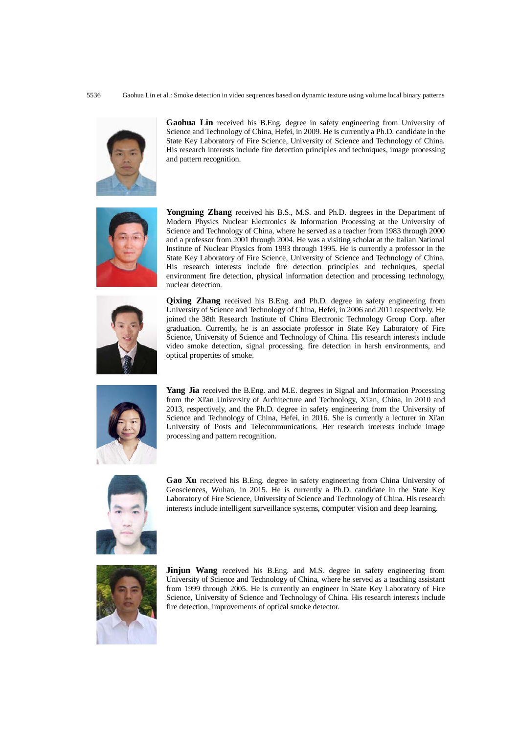**Gaohua Lin** received his B.Eng. degree in safety engineering from University of Science and Technology of China, Hefei, in 2009. He is currently a Ph.D. candidate in the State Key Laboratory of Fire Science, University of Science and Technology of China. His research interests include fire detection principles and techniques, image processing and pattern recognition.

**Yongming Zhang** received his B.S., M.S. and Ph.D. degrees in the Department of Modern Physics Nuclear Electronics & Information Processing at the University of Science and Technology of China, where he served as a teacher from 1983 through 2000 and a professor from 2001 through 2004. He was a visiting scholar at the Italian National Institute of Nuclear Physics from 1993 through 1995. He is currently a professor in the State Key Laboratory of Fire Science, University of Science and Technology of China. His research interests include fire detection principles and techniques, special environment fire detection, physical information detection and processing technology, nuclear detection.

**Qixing Zhang** received his B.Eng. and Ph.D. degree in safety engineering from University of Science and Technology of China, Hefei, in 2006 and 2011 respectively. He joined the 38th Research Institute of China Electronic Technology Group Corp. after graduation. Currently, he is an associate professor in State Key Laboratory of Fire Science, University of Science and Technology of China. His research interests include video smoke detection, signal processing, fire detection in harsh environments, and optical properties of smoke.

**Yang Jia** received the B.Eng. and M.E. degrees in Signal and Information Processing from the Xi'an University of Architecture and Technology, Xi'an, China, in 2010 and 2013, respectively, and the Ph.D. degree in safety engineering from the University of Science and Technology of China, Hefei, in 2016. She is currently a lecturer in Xi'an University of Posts and Telecommunications. Her research interests include image processing and pattern recognition.

**Gao Xu** received his B.Eng. degree in safety engineering from China University of Geosciences, Wuhan, in 2015. He is currently a Ph.D. candidate in the State Key Laboratory of Fire Science, University of Science and Technology of China. His research interests include intelligent surveillance systems, computer vision and deep learning.

**Jinjun Wang** received his B.Eng. and M.S. degree in safety engineering from University of Science and Technology of China, where he served as a teaching assistant from 1999 through 2005. He is currently an engineer in State Key Laboratory of Fire Science, University of Science and Technology of China. His research interests include fire detection, improvements of optical smoke detector.